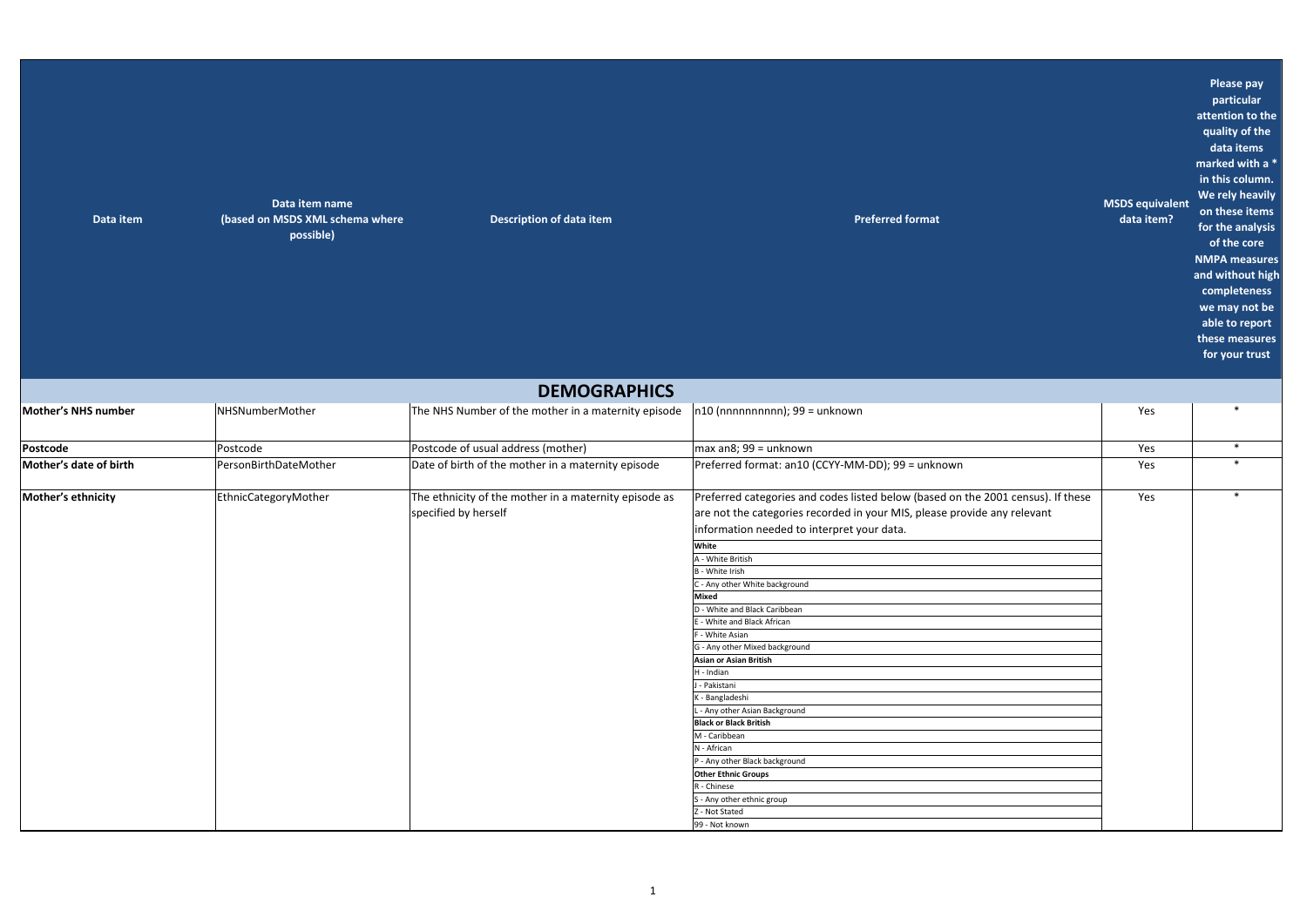| Data item | Data item name (based on MSDS XML schema where possible) | Description of data item | Preferred format | MSDS equivalent data item? | Please pay particular attention to the quality of the data items marked with a * in this column. We rely heavily on these items for the analysis of the core NMPA measures and without high completeness we may not be able to report these measures for your trust |
|---|---|---|---|---|---|
| **DEMOGRAPHICS** | | | | | |
| **Mother's NHS number** | NHSNumberMother | The NHS Number of the mother in a maternity episode | n10 (nnnnnnnnnn); 99 = unknown | Yes | * |
| **Postcode** | Postcode | Postcode of usual address (mother) | max an8; 99 = unknown | Yes | * |
| **Mother's date of birth** | PersonBirthDateMother | Date of birth of the mother in a maternity episode | Preferred format: an10 (CCYY-MM-DD); 99 = unknown | Yes | * |
| **Mother's ethnicity** | EthnicCategoryMother | The ethnicity of the mother in a maternity episode as specified by herself | Preferred categories and codes listed below (based on the 2001 census). If these are not the categories recorded in your MIS, please provide any relevant information needed to interpret your data.<br>**White**<br>A - White British<br>B - White Irish<br>C - Any other White background<br>**Mixed**<br>D - White and Black Caribbean<br>E - White and Black African<br>F - White Asian<br>G - Any other Mixed background<br>**Asian or Asian British**<br>H - Indian<br>J - Pakistani<br>K - Bangladeshi<br>L - Any other Asian Background<br>**Black or Black British**<br>M - Caribbean<br>N - African<br>P - Any other Black background<br>**Other Ethnic Groups**<br>R - Chinese<br>S - Any other ethnic group<br>Z - Not Stated<br>99 - Not known | Yes | * |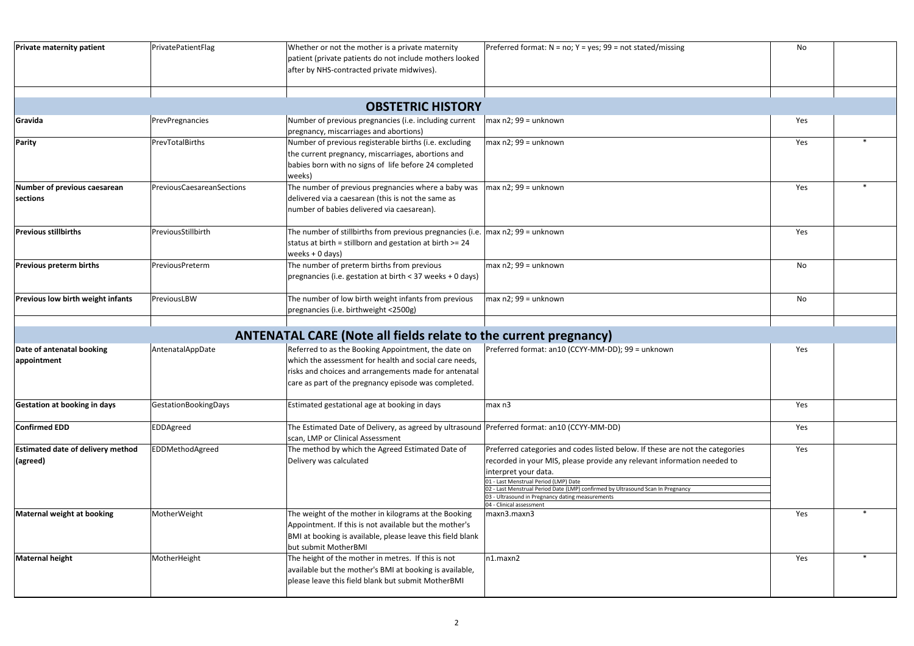| | | | | | |
|---|---|---|---|---|---|
| **Private maternity patient** | PrivatePatientFlag | Whether or not the mother is a private maternity patient (private patients do not include mothers looked after by NHS-contracted private midwives). | Preferred format: N = no; Y = yes; 99 = not stated/missing | No | |
| | | | | | |
| **OBSTETRIC HISTORY** | | | | | |
| **Gravida** | PrevPregnancies | Number of previous pregnancies (i.e. including current pregnancy, miscarriages and abortions) | max n2; 99 = unknown | Yes | |
| **Parity** | PrevTotalBirths | Number of previous registerable births (i.e. excluding the current pregnancy, miscarriages, abortions and babies born with no signs of life before 24 completed weeks) | max n2; 99 = unknown | Yes | * |
| **Number of previous caesarean sections** | PreviousCaesareanSections | The number of previous pregnancies where a baby was delivered via a caesarean (this is not the same as number of babies delivered via caesarean). | max n2; 99 = unknown | Yes | * |
| **Previous stillbirths** | PreviousStillbirth | The number of stillbirths from previous pregnancies (i.e. status at birth = stillborn and gestation at birth >= 24 weeks + 0 days) | max n2; 99 = unknown | Yes | |
| **Previous preterm births** | PreviousPreterm | The number of preterm births from previous pregnancies (i.e. gestation at birth < 37 weeks + 0 days) | max n2; 99 = unknown | No | |
| **Previous low birth weight infants** | PreviousLBW | The number of low birth weight infants from previous pregnancies (i.e. birthweight <2500g) | max n2; 99 = unknown | No | |
| | | | | | |
| **ANTENATAL CARE (Note all fields relate to the current pregnancy)** | | | | | |
| **Date of antenatal booking appointment** | AntenatalAppDate | Referred to as the Booking Appointment, the date on which the assessment for health and social care needs, risks and choices and arrangements made for antenatal care as part of the pregnancy episode was completed. | Preferred format: an10 (CCYY-MM-DD); 99 = unknown | Yes | |
| **Gestation at booking in days** | GestationBookingDays | Estimated gestational age at booking in days | max n3 | Yes | |
| **Confirmed EDD** | EDDAgreed | The Estimated Date of Delivery, as agreed by ultrasound scan, LMP or Clinical Assessment | Preferred format: an10 (CCYY-MM-DD) | Yes | |
| **Estimated date of delivery method (agreed)** | EDDMethodAgreed | The method by which the Agreed Estimated Date of Delivery was calculated | Preferred categories and codes listed below. If these are not the categories recorded in your MIS, please provide any relevant information needed to interpret your data.<br>01 - Last Menstrual Period (LMP) Date<br>02 - Last Menstrual Period Date (LMP) confirmed by Ultrasound Scan In Pregnancy<br>03 - Ultrasound in Pregnancy dating measurements<br>04 - Clinical assessment | Yes | |
| **Maternal weight at booking** | MotherWeight | The weight of the mother in kilograms at the Booking Appointment. If this is not available but the mother's BMI at booking is available, please leave this field blank but submit MotherBMI | maxn3.maxn3 | Yes | * |
| **Maternal height** | MotherHeight | The height of the mother in metres. If this is not available but the mother's BMI at booking is available, please leave this field blank but submit MotherBMI | n1.maxn2 | Yes | * |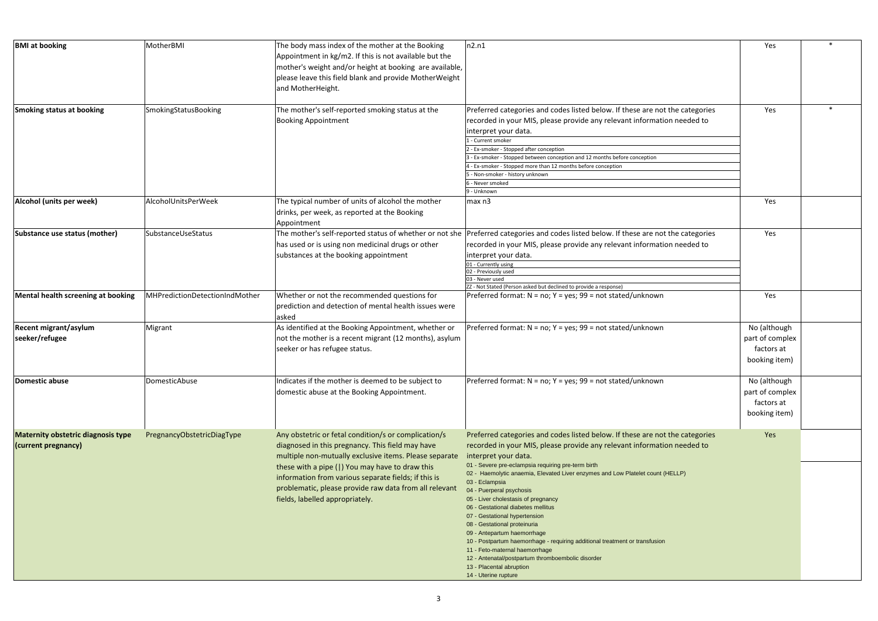| | | | | | |
|---|---|---|---|---|---|
| **BMI at booking** | MotherBMI | The body mass index of the mother at the Booking Appointment in kg/m2. If this is not available but the mother's weight and/or height at booking are available, please leave this field blank and provide MotherWeight and MotherHeight. | n2.n1 | Yes | * |
| **Smoking status at booking** | SmokingStatusBooking | The mother's self-reported smoking status at the Booking Appointment | Preferred categories and codes listed below. If these are not the categories recorded in your MIS, please provide any relevant information needed to interpret your data.<br>1 - Current smoker<br>2 - Ex-smoker - Stopped after conception<br>3 - Ex-smoker - Stopped between conception and 12 months before conception<br>4 - Ex-smoker - Stopped more than 12 months before conception<br>5 - Non-smoker - history unknown<br>6 - Never smoked<br>9 - Unknown | Yes | * |
| **Alcohol (units per week)** | AlcoholUnitsPerWeek | The typical number of units of alcohol the mother drinks, per week, as reported at the Booking Appointment | max n3 | Yes | |
| **Substance use status (mother)** | SubstanceUseStatus | The mother's self-reported status of whether or not she has used or is using non medicinal drugs or other substances at the booking appointment | Preferred categories and codes listed below. If these are not the categories recorded in your MIS, please provide any relevant information needed to interpret your data.<br>01 - Currently using<br>02 - Previously used<br>03 - Never used<br>ZZ - Not Stated (Person asked but declined to provide a response) | Yes | |
| **Mental health screening at booking** | MHPredictionDetectionIndMother | Whether or not the recommended questions for prediction and detection of mental health issues were asked | Preferred format: N = no; Y = yes; 99 = not stated/unknown | Yes | |
| **Recent migrant/asylum seeker/refugee** | Migrant | As identified at the Booking Appointment, whether or not the mother is a recent migrant (12 months), asylum seeker or has refugee status. | Preferred format: N = no; Y = yes; 99 = not stated/unknown | No (although part of complex factors at booking item) | |
| **Domestic abuse** | DomesticAbuse | Indicates if the mother is deemed to be subject to domestic abuse at the Booking Appointment. | Preferred format: N = no; Y = yes; 99 = not stated/unknown | No (although part of complex factors at booking item) | |
| **Maternity obstetric diagnosis type (current pregnancy)** | PregnancyObstetricDiagType | Any obstetric or fetal condition/s or complication/s diagnosed in this pregnancy. This field may have multiple non-mutually exclusive items. Please separate these with a pipe (\|) You may have to draw this information from various separate fields; if this is problematic, please provide raw data from all relevant fields, labelled appropriately. | Preferred categories and codes listed below. If these are not the categories recorded in your MIS, please provide any relevant information needed to interpret your data.<br>01 - Severe pre-eclampsia requiring pre-term birth<br>02 - Haemolytic anaemia, Elevated Liver enzymes and Low Platelet count (HELLP)<br>03 - Eclampsia<br>04 - Puerperal psychosis<br>05 - Liver cholestasis of pregnancy<br>06 - Gestational diabetes mellitus<br>07 - Gestational hypertension<br>08 - Gestational proteinuria<br>09 - Antepartum haemorrhage<br>10 - Postpartum haemorrhage - requiring additional treatment or transfusion<br>11 - Feto-maternal haemorrhage<br>12 - Antenatal/postpartum thromboembolic disorder<br>13 - Placental abruption<br>14 - Uterine rupture | Yes | |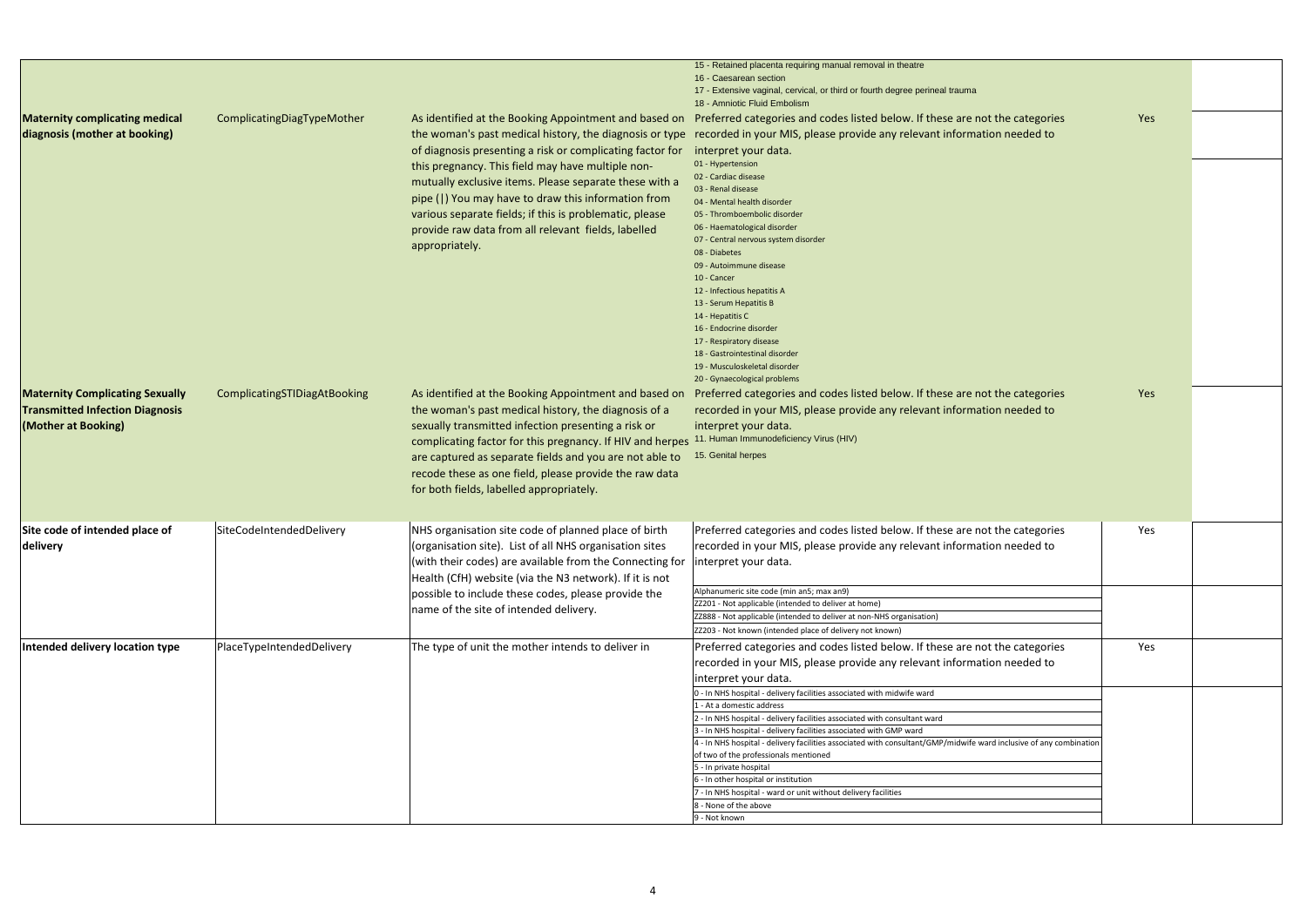| | | | | | |
|---|---|---|---|---|---|
| | | | 15 - Retained placenta requiring manual removal in theatre<br>16 - Caesarean section<br>17 - Extensive vaginal, cervical, or third or fourth degree perineal trauma<br>18 - Amniotic Fluid Embolism | | |
| **Maternity complicating medical diagnosis (mother at booking)** | ComplicatingDiagTypeMother | As identified at the Booking Appointment and based on the woman's past medical history, the diagnosis or type of diagnosis presenting a risk or complicating factor for this pregnancy. This field may have multiple non-mutually exclusive items. Please separate these with a pipe (\|) You may have to draw this information from various separate fields; if this is problematic, please provide raw data from all relevant fields, labelled appropriately. | Preferred categories and codes listed below. If these are not the categories recorded in your MIS, please provide any relevant information needed to interpret your data.<br>01 - Hypertension<br>02 - Cardiac disease<br>03 - Renal disease<br>04 - Mental health disorder<br>05 - Thromboembolic disorder<br>06 - Haematological disorder<br>07 - Central nervous system disorder<br>08 - Diabetes<br>09 - Autoimmune disease<br>10 - Cancer<br>12 - Infectious hepatitis A<br>13 - Serum Hepatitis B<br>14 - Hepatitis C<br>16 - Endocrine disorder<br>17 - Respiratory disease<br>18 - Gastrointestinal disorder<br>19 - Musculoskeletal disorder<br>20 - Gynaecological problems | Yes | |
| **Maternity Complicating Sexually Transmitted Infection Diagnosis (Mother at Booking)** | ComplicatingSTIDiagAtBooking | As identified at the Booking Appointment and based on the woman's past medical history, the diagnosis of a sexually transmitted infection presenting a risk or complicating factor for this pregnancy. If HIV and herpes are captured as separate fields and you are not able to recode these as one field, please provide the raw data for both fields, labelled appropriately. | Preferred categories and codes listed below. If these are not the categories recorded in your MIS, please provide any relevant information needed to interpret your data.<br>11. Human Immunodeficiency Virus (HIV)<br>15. Genital herpes | Yes | |
| **Site code of intended place of delivery** | SiteCodeIntendedDelivery | NHS organisation site code of planned place of birth (organisation site). List of all NHS organisation sites (with their codes) are available from the Connecting for Health (CfH) website (via the N3 network). If it is not possible to include these codes, please provide the name of the site of intended delivery. | Preferred categories and codes listed below. If these are not the categories recorded in your MIS, please provide any relevant information needed to interpret your data.<br>Alphanumeric site code (min an5; max an9)<br>ZZ201 - Not applicable (intended to deliver at home)<br>ZZ888 - Not applicable (intended to deliver at non-NHS organisation)<br>ZZ203 - Not known (intended place of delivery not known) | Yes | |
| **Intended delivery location type** | PlaceTypeIntendedDelivery | The type of unit the mother intends to deliver in | Preferred categories and codes listed below. If these are not the categories recorded in your MIS, please provide any relevant information needed to interpret your data.<br>0 - In NHS hospital - delivery facilities associated with midwife ward<br>1 - At a domestic address<br>2 - In NHS hospital - delivery facilities associated with consultant ward<br>3 - In NHS hospital - delivery facilities associated with GMP ward<br>4 - In NHS hospital - delivery facilities associated with consultant/GMP/midwife ward inclusive of any combination of two of the professionals mentioned<br>5 - In private hospital<br>6 - In other hospital or institution<br>7 - In NHS hospital - ward or unit without delivery facilities<br>8 - None of the above<br>9 - Not known | Yes | |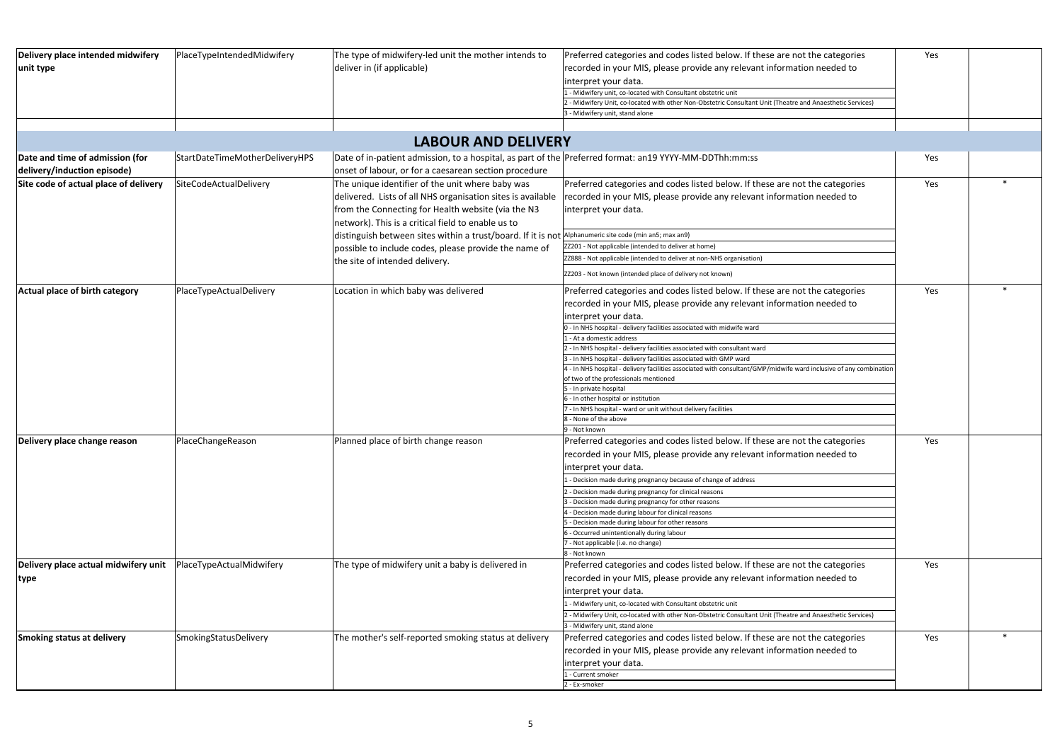| | | | | | |
|---|---|---|---|---|---|
| **Delivery place intended midwifery unit type** | PlaceTypeIntendedMidwifery | The type of midwifery-led unit the mother intends to deliver in (if applicable) | Preferred categories and codes listed below. If these are not the categories recorded in your MIS, please provide any relevant information needed to interpret your data.<br>1 - Midwifery unit, co-located with Consultant obstetric unit<br>2 - Midwifery Unit, co-located with other Non-Obstetric Consultant Unit (Theatre and Anaesthetic Services)<br>3 - Midwifery unit, stand alone | Yes | |
| | | | | | |
| **LABOUR AND DELIVERY** | | | | | |
| **Date and time of admission (for delivery/induction episode)** | StartDateTimeMotherDeliveryHPS | Date of in-patient admission, to a hospital, as part of the onset of labour, or for a caesarean section procedure | Preferred format: an19 YYYY-MM-DDThh:mm:ss | Yes | |
| **Site code of actual place of delivery** | SiteCodeActualDelivery | The unique identifier of the unit where baby was delivered. Lists of all NHS organisation sites is available from the Connecting for Health website (via the N3 network). This is a critical field to enable us to distinguish between sites within a trust/board. If it is not possible to include codes, please provide the name of the site of intended delivery. | Preferred categories and codes listed below. If these are not the categories recorded in your MIS, please provide any relevant information needed to interpret your data.<br>Alphanumeric site code (min an5; max an9)<br>ZZ201 - Not applicable (intended to deliver at home)<br>ZZ888 - Not applicable (intended to deliver at non-NHS organisation)<br>ZZ203 - Not known (intended place of delivery not known) | Yes | * |
| **Actual place of birth category** | PlaceTypeActualDelivery | Location in which baby was delivered | Preferred categories and codes listed below. If these are not the categories recorded in your MIS, please provide any relevant information needed to interpret your data.<br>0 - In NHS hospital - delivery facilities associated with midwife ward<br>1 - At a domestic address<br>2 - In NHS hospital - delivery facilities associated with consultant ward<br>3 - In NHS hospital - delivery facilities associated with GMP ward<br>4 - In NHS hospital - delivery facilities associated with consultant/GMP/midwife ward inclusive of any combination of two of the professionals mentioned<br>5 - In private hospital<br>6 - In other hospital or institution<br>7 - In NHS hospital - ward or unit without delivery facilities<br>8 - None of the above<br>9 - Not known | Yes | * |
| **Delivery place change reason** | PlaceChangeReason | Planned place of birth change reason | Preferred categories and codes listed below. If these are not the categories recorded in your MIS, please provide any relevant information needed to interpret your data.<br>1 - Decision made during pregnancy because of change of address<br>2 - Decision made during pregnancy for clinical reasons<br>3 - Decision made during pregnancy for other reasons<br>4 - Decision made during labour for clinical reasons<br>5 - Decision made during labour for other reasons<br>6 - Occurred unintentionally during labour<br>7 - Not applicable (i.e. no change)<br>8 - Not known | Yes | |
| **Delivery place actual midwifery unit type** | PlaceTypeActualMidwifery | The type of midwifery unit a baby is delivered in | Preferred categories and codes listed below. If these are not the categories recorded in your MIS, please provide any relevant information needed to interpret your data.<br>1 - Midwifery unit, co-located with Consultant obstetric unit<br>2 - Midwifery Unit, co-located with other Non-Obstetric Consultant Unit (Theatre and Anaesthetic Services)<br>3 - Midwifery unit, stand alone | Yes | |
| **Smoking status at delivery** | SmokingStatusDelivery | The mother's self-reported smoking status at delivery | Preferred categories and codes listed below. If these are not the categories recorded in your MIS, please provide any relevant information needed to interpret your data.<br>1 - Current smoker<br>2 - Ex-smoker | Yes | * |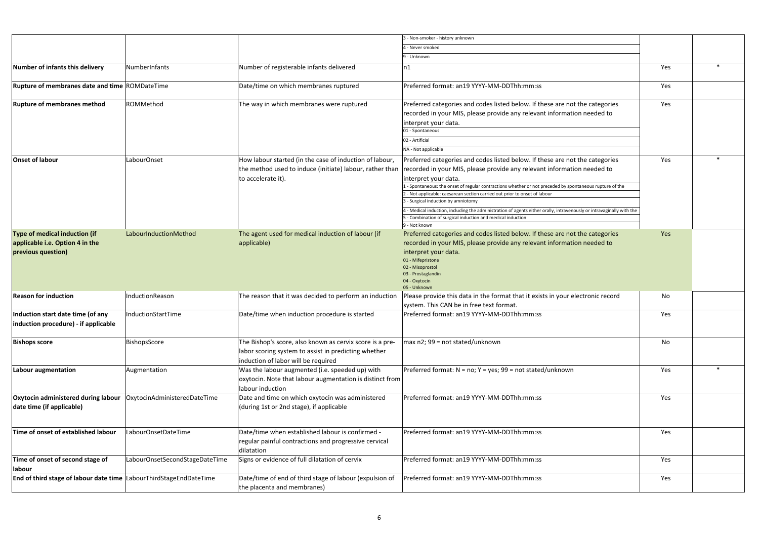| | | | | | |
|---|---|---|---|---|---|
| | | | 3 - Non-smoker - history unknown<br>4 - Never smoked<br>9 - Unknown | | |
| **Number of infants this delivery** | NumberInfants | Number of registerable infants delivered | n1 | Yes | * |
| **Rupture of membranes date and time** | ROMDateTime | Date/time on which membranes ruptured | Preferred format: an19 YYYY-MM-DDThh:mm:ss | Yes | |
| **Rupture of membranes method** | ROMMethod | The way in which membranes were ruptured | Preferred categories and codes listed below. If these are not the categories recorded in your MIS, please provide any relevant information needed to interpret your data.<br>01 - Spontaneous<br>02 - Artificial<br>NA - Not applicable | Yes | |
| **Onset of labour** | LabourOnset | How labour started (in the case of induction of labour, the method used to induce (initiate) labour, rather than to accelerate it). | Preferred categories and codes listed below. If these are not the categories recorded in your MIS, please provide any relevant information needed to interpret your data.<br>1 - Spontaneous: the onset of regular contractions whether or not preceded by spontaneous rupture of the<br>2 - Not applicable: caesarean section carried out prior to onset of labour<br>3 - Surgical induction by amniotomy<br>4 - Medical induction, including the administration of agents either orally, intravenously or intravaginally with the<br>5 - Combination of surgical induction and medical induction<br>9 - Not known | Yes | * |
| **Type of medical induction (if applicable i.e. Option 4 in the previous question)** | LabourInductionMethod | The agent used for medical induction of labour (if applicable) | Preferred categories and codes listed below. If these are not the categories recorded in your MIS, please provide any relevant information needed to interpret your data.<br>01 - Mifepristone<br>02 - Misoprostol<br>03 - Prostaglandin<br>04 - Oxytocin<br>05 - Unknown | Yes | |
| **Reason for induction** | InductionReason | The reason that it was decided to perform an induction | Please provide this data in the format that it exists in your electronic record system. This CAN be in free text format. | No | |
| **Induction start date time (of any induction procedure) - if applicable** | InductionStartTime | Date/time when induction procedure is started | Preferred format: an19 YYYY-MM-DDThh:mm:ss | Yes | |
| **Bishops score** | BishopsScore | The Bishop's score, also known as cervix score is a pre-labor scoring system to assist in predicting whether induction of labor will be required | max n2; 99 = not stated/unknown | No | |
| **Labour augmentation** | Augmentation | Was the labour augmented (i.e. speeded up) with oxytocin. Note that labour augmentation is distinct from labour induction | Preferred format: N = no; Y = yes; 99 = not stated/unknown | Yes | * |
| **Oxytocin administered during labour date time (if applicable)** | OxytocinAdministeredDateTime | Date and time on which oxytocin was administered (during 1st or 2nd stage), if applicable | Preferred format: an19 YYYY-MM-DDThh:mm:ss | Yes | |
| **Time of onset of established labour** | LabourOnsetDateTime | Date/time when established labour is confirmed - regular painful contractions and progressive cervical dilatation | Preferred format: an19 YYYY-MM-DDThh:mm:ss | Yes | |
| **Time of onset of second stage of labour** | LabourOnsetSecondStageDateTime | Signs or evidence of full dilatation of cervix | Preferred format: an19 YYYY-MM-DDThh:mm:ss | Yes | |
| **End of third stage of labour date time** | LabourThirdStageEndDateTime | Date/time of end of third stage of labour (expulsion of the placenta and membranes) | Preferred format: an19 YYYY-MM-DDThh:mm:ss | Yes | |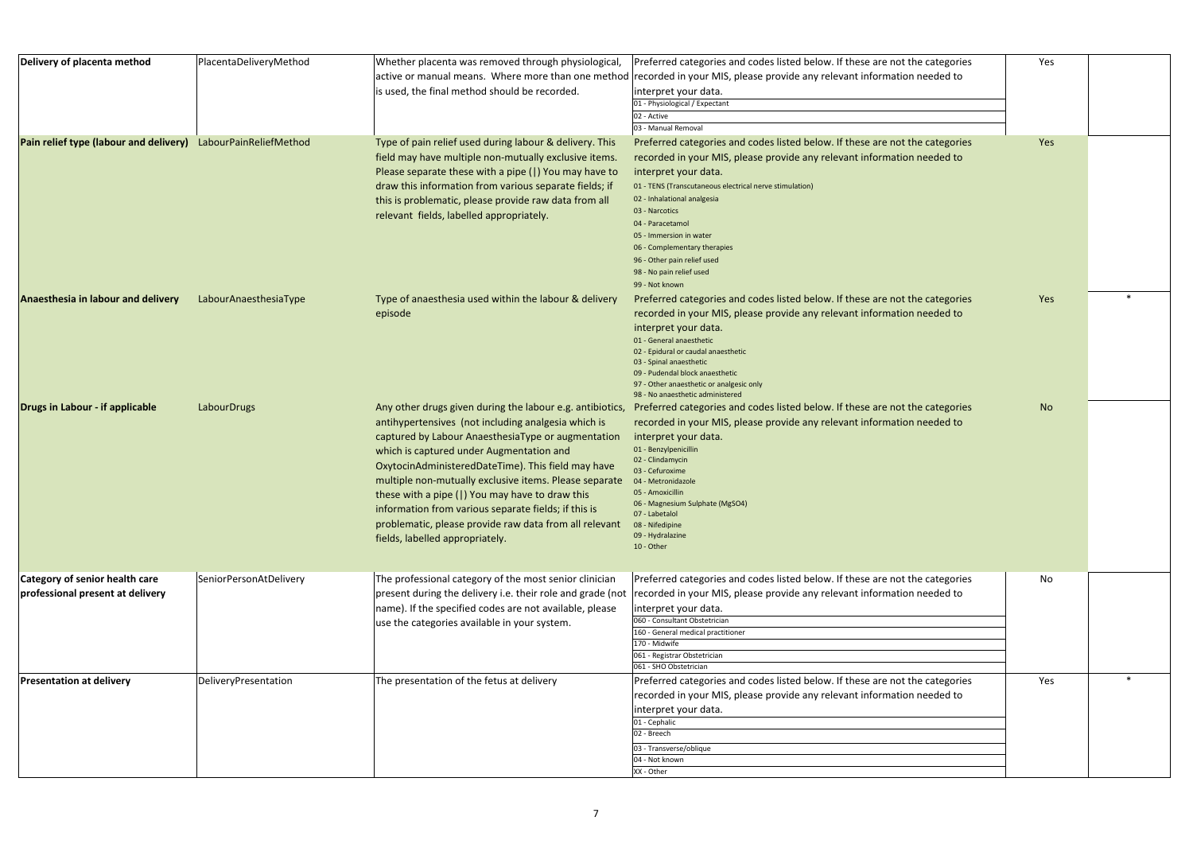| Delivery of placenta method | PlacentaDeliveryMethod | Whether placenta was removed through physiological, active or manual means. Where more than one method is used, the final method should be recorded. | Preferred categories and codes listed below. If these are not the categories recorded in your MIS, please provide any relevant information needed to interpret your data.<br>01 - Physiological / Expectant<br>02 - Active<br>03 - Manual Removal | Yes | |
|---|---|---|---|---|---|
| **Pain relief type (labour and delivery)** | LabourPainReliefMethod | Type of pain relief used during labour & delivery. This field may have multiple non-mutually exclusive items. Please separate these with a pipe (\|) You may have to draw this information from various separate fields; if this is problematic, please provide raw data from all relevant fields, labelled appropriately. | Preferred categories and codes listed below. If these are not the categories recorded in your MIS, please provide any relevant information needed to interpret your data.<br>01 - TENS (Transcutaneous electrical nerve stimulation)<br>02 - Inhalational analgesia<br>03 - Narcotics<br>04 - Paracetamol<br>05 - Immersion in water<br>06 - Complementary therapies<br>96 - Other pain relief used<br>98 - No pain relief used<br>99 - Not known | Yes | |
| **Anaesthesia in labour and delivery** | LabourAnaesthesiaType | Type of anaesthesia used within the labour & delivery episode | Preferred categories and codes listed below. If these are not the categories recorded in your MIS, please provide any relevant information needed to interpret your data.<br>01 - General anaesthetic<br>02 - Epidural or caudal anaesthetic<br>03 - Spinal anaesthetic<br>09 - Pudendal block anaesthetic<br>97 - Other anaesthetic or analgesic only<br>98 - No anaesthetic administered | Yes | * |
| **Drugs in Labour - if applicable** | LabourDrugs | Any other drugs given during the labour e.g. antibiotics, antihypertensives (not including analgesia which is captured by Labour AnaesthesiaType or augmentation which is captured under Augmentation and OxytocinAdministeredDateTime). This field may have multiple non-mutually exclusive items. Please separate these with a pipe (\|) You may have to draw this information from various separate fields; if this is problematic, please provide raw data from all relevant fields, labelled appropriately. | Preferred categories and codes listed below. If these are not the categories recorded in your MIS, please provide any relevant information needed to interpret your data.<br>01 - Benzylpenicillin<br>02 - Clindamycin<br>03 - Cefuroxime<br>04 - Metronidazole<br>05 - Amoxicillin<br>06 - Magnesium Sulphate (MgSO4)<br>07 - Labetalol<br>08 - Nifedipine<br>09 - Hydralazine<br>10 - Other | No | |
| **Category of senior health care professional present at delivery** | SeniorPersonAtDelivery | The professional category of the most senior clinician present during the delivery i.e. their role and grade (not name). If the specified codes are not available, please use the categories available in your system. | Preferred categories and codes listed below. If these are not the categories recorded in your MIS, please provide any relevant information needed to interpret your data.<br>060 - Consultant Obstetrician<br>160 - General medical practitioner<br>170 - Midwife<br>061 - Registrar Obstetrician<br>061 - SHO Obstetrician | No | |
| **Presentation at delivery** | DeliveryPresentation | The presentation of the fetus at delivery | Preferred categories and codes listed below. If these are not the categories recorded in your MIS, please provide any relevant information needed to interpret your data.<br>01 - Cephalic<br>02 - Breech<br>03 - Transverse/oblique<br>04 - Not known<br>XX - Other | Yes | * |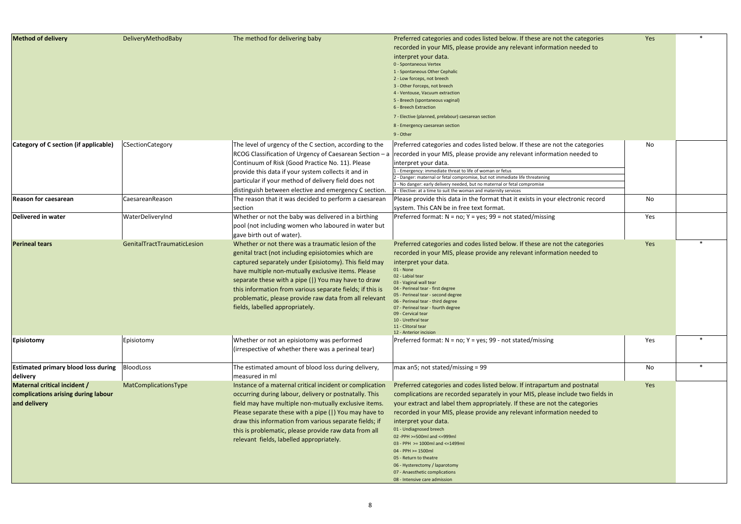| | | | | | |
|---|---|---|---|---|---|
| **Method of delivery** | DeliveryMethodBaby | The method for delivering baby | Preferred categories and codes listed below. If these are not the categories recorded in your MIS, please provide any relevant information needed to interpret your data.<br>0 - Spontaneous Vertex<br>1 - Spontaneous Other Cephalic<br>2 - Low forceps, not breech<br>3 - Other Forceps, not breech<br>4 - Ventouse, Vacuum extraction<br>5 - Breech (spontaneous vaginal)<br>6 - Breech Extraction<br>7 - Elective (planned, prelabour) caesarean section<br>8 - Emergency caesarean section<br>9 - Other | Yes | * |
| **Category of C section (if applicable)** | CSectionCategory | The level of urgency of the C section, according to the RCOG Classification of Urgency of Caesarean Section – a Continuum of Risk (Good Practice No. 11). Please provide this data if your system collects it and in particular if your method of delivery field does not distinguish between elective and emergency C section. | Preferred categories and codes listed below. If these are not the categories recorded in your MIS, please provide any relevant information needed to interpret your data.<br>1 - Emergency: immediate threat to life of woman or fetus<br>2 - Danger: maternal or fetal compromise, but not immediate life threatening<br>3 - No danger: early delivery needed, but no maternal or fetal compromise<br>4 - Elective: at a time to suit the woman and maternity services | No | |
| **Reason for caesarean** | CaesareanReason | The reason that it was decided to perform a caesarean section | Please provide this data in the format that it exists in your electronic record system. This CAN be in free text format. | No | |
| **Delivered in water** | WaterDeliveryInd | Whether or not the baby was delivered in a birthing pool (not including women who laboured in water but gave birth out of water). | Preferred format: N = no; Y = yes; 99 = not stated/missing | Yes | |
| **Perineal tears** | GenitalTractTraumaticLesion | Whether or not there was a traumatic lesion of the genital tract (not including episiotomies which are captured separately under Episiotomy). This field may have multiple non-mutually exclusive items. Please separate these with a pipe (\|) You may have to draw this information from various separate fields; if this is problematic, please provide raw data from all relevant fields, labelled appropriately. | Preferred categories and codes listed below. If these are not the categories recorded in your MIS, please provide any relevant information needed to interpret your data.<br>01 - None<br>02 - Labial tear<br>03 - Vaginal wall tear<br>04 - Perineal tear - first degree<br>05 - Perineal tear - second degree<br>06 - Perineal tear - third degree<br>07 - Perineal tear - fourth degree<br>09 - Cervical tear<br>10 - Urethral tear<br>11 - Clitoral tear<br>12 - Anterior incision | Yes | * |
| **Episiotomy** | Episiotomy | Whether or not an episiotomy was performed (irrespective of whether there was a perineal tear) | Preferred format: N = no; Y = yes; 99 - not stated/missing | Yes | * |
| **Estimated primary blood loss during delivery** | BloodLoss | The estimated amount of blood loss during delivery, measured in ml | max an5; not stated/missing = 99 | No | * |
| **Maternal critical incident / complications arising during labour and delivery** | MatComplicationsType | Instance of a maternal critical incident or complication occurring during labour, delivery or postnatally. This field may have multiple non-mutually exclusive items. Please separate these with a pipe (\|) You may have to draw this information from various separate fields; if this is problematic, please provide raw data from all relevant fields, labelled appropriately. | Preferred categories and codes listed below. If intrapartum and postnatal complications are recorded separately in your MIS, please include two fields in your extract and label them appropriately. If these are not the categories recorded in your MIS, please provide any relevant information needed to interpret your data.<br>01 - Undiagnosed breech<br>02 -PPH >=500ml and <=999ml<br>03 - PPH >= 1000ml and <=1499ml<br>04 - PPH >= 1500ml<br>05 - Return to theatre<br>06 - Hysterectomy / laparotomy<br>07 - Anaesthetic complications<br>08 - Intensive care admission | Yes | |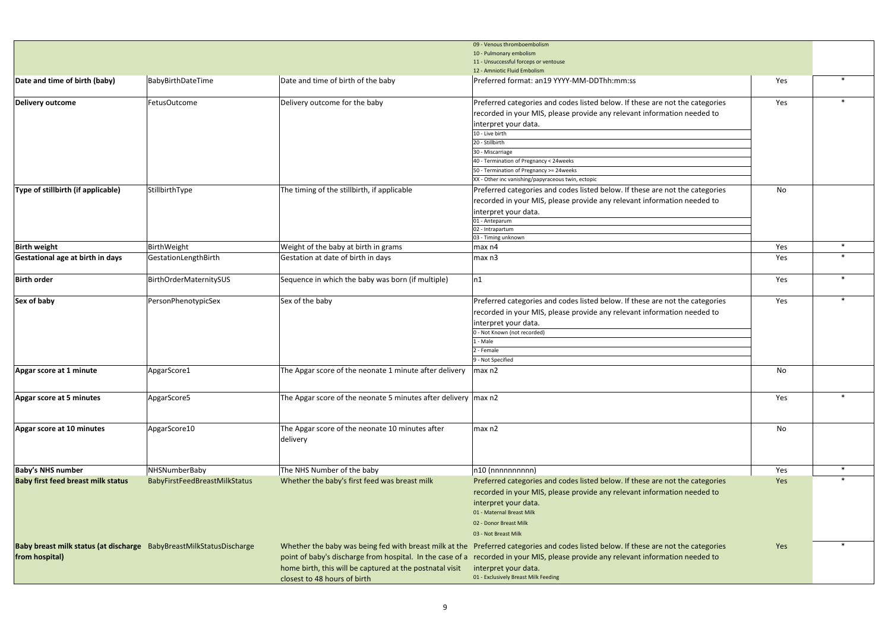| | | | | | |
|---|---|---|---|---|---|
| | | | 09 - Venous thromboembolism<br>10 - Pulmonary embolism<br>11 - Unsuccessful forceps or ventouse<br>12 - Amniotic Fluid Embolism | | |
| **Date and time of birth (baby)** | BabyBirthDateTime | Date and time of birth of the baby | Preferred format: an19 YYYY-MM-DDThh:mm:ss | Yes | * |
| **Delivery outcome** | FetusOutcome | Delivery outcome for the baby | Preferred categories and codes listed below. If these are not the categories recorded in your MIS, please provide any relevant information needed to interpret your data.<br>10 - Live birth<br>20 - Stillbirth<br>30 - Miscarriage<br>40 - Termination of Pregnancy < 24weeks<br>50 - Termination of Pregnancy >= 24weeks<br>XX - Other inc vanishing/papyraceous twin, ectopic | Yes | * |
| **Type of stillbirth (if applicable)** | StillbirthType | The timing of the stillbirth, if applicable | Preferred categories and codes listed below. If these are not the categories recorded in your MIS, please provide any relevant information needed to interpret your data.<br>01 - Anteparum<br>02 - Intrapartum<br>03 - Timing unknown | No | |
| **Birth weight** | BirthWeight | Weight of the baby at birth in grams | max n4 | Yes | * |
| **Gestational age at birth in days** | GestationLengthBirth | Gestation at date of birth in days | max n3 | Yes | * |
| **Birth order** | BirthOrderMaternitySUS | Sequence in which the baby was born (if multiple) | n1 | Yes | * |
| **Sex of baby** | PersonPhenotypicSex | Sex of the baby | Preferred categories and codes listed below. If these are not the categories recorded in your MIS, please provide any relevant information needed to interpret your data.<br>0 - Not Known (not recorded)<br>1 - Male<br>2 - Female<br>9 - Not Specified | Yes | * |
| **Apgar score at 1 minute** | ApgarScore1 | The Apgar score of the neonate 1 minute after delivery | max n2 | No | |
| **Apgar score at 5 minutes** | ApgarScore5 | The Apgar score of the neonate 5 minutes after delivery | max n2 | Yes | * |
| **Apgar score at 10 minutes** | ApgarScore10 | The Apgar score of the neonate 10 minutes after delivery | max n2 | No | |
| **Baby's NHS number** | NHSNumberBaby | The NHS Number of the baby | n10 (nnnnnnnnnn) | Yes | * |
| **Baby first feed breast milk status** | BabyFirstFeedBreastMilkStatus | Whether the baby's first feed was breast milk | Preferred categories and codes listed below. If these are not the categories recorded in your MIS, please provide any relevant information needed to interpret your data.<br>01 - Maternal Breast Milk<br>02 - Donor Breast Milk<br>03 - Not Breast Milk | Yes | * |
| **Baby breast milk status (at discharge from hospital)** | BabyBreastMilkStatusDischarge | Whether the baby was being fed with breast milk at the point of baby's discharge from hospital. In the case of a home birth, this will be captured at the postnatal visit closest to 48 hours of birth | Preferred categories and codes listed below. If these are not the categories recorded in your MIS, please provide any relevant information needed to interpret your data.<br>01 - Exclusively Breast Milk Feeding | Yes | * |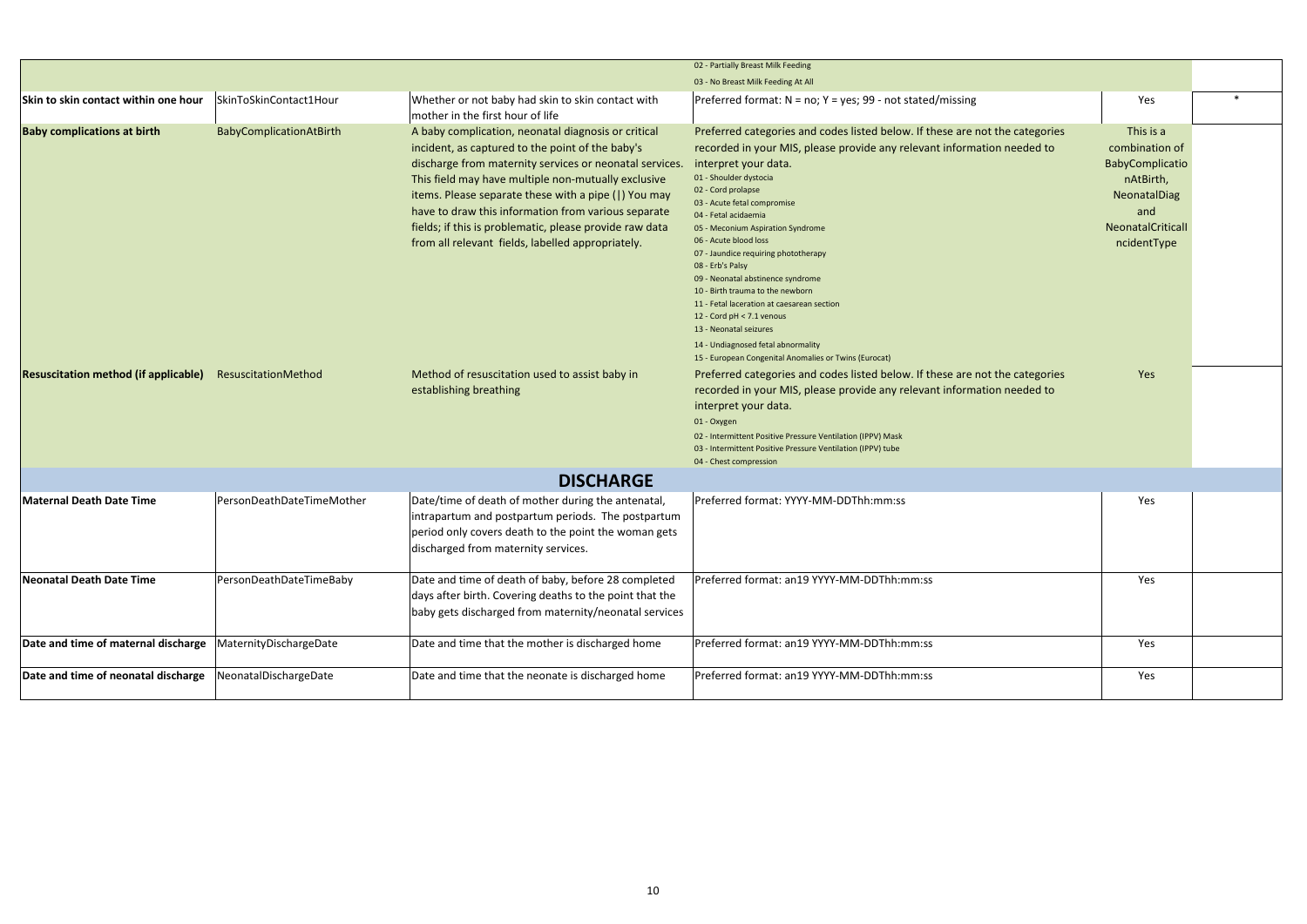| | | | | | |
|---|---|---|---|---|---|
| | | | 02 - Partially Breast Milk Feeding<br>03 - No Breast Milk Feeding At All | | |
| **Skin to skin contact within one hour** | SkinToSkinContact1Hour | Whether or not baby had skin to skin contact with mother in the first hour of life | Preferred format: N = no; Y = yes; 99 - not stated/missing | Yes | * |
| **Baby complications at birth** | BabyComplicationAtBirth | A baby complication, neonatal diagnosis or critical incident, as captured to the point of the baby's discharge from maternity services or neonatal services. This field may have multiple non-mutually exclusive items. Please separate these with a pipe (\|) You may have to draw this information from various separate fields; if this is problematic, please provide raw data from all relevant fields, labelled appropriately. | Preferred categories and codes listed below. If these are not the categories recorded in your MIS, please provide any relevant information needed to interpret your data.<br>01 - Shoulder dystocia<br>02 - Cord prolapse<br>03 - Acute fetal compromise<br>04 - Fetal acidaemia<br>05 - Meconium Aspiration Syndrome<br>06 - Acute blood loss<br>07 - Jaundice requiring phototherapy<br>08 - Erb's Palsy<br>09 - Neonatal abstinence syndrome<br>10 - Birth trauma to the newborn<br>11 - Fetal laceration at caesarean section<br>12 - Cord pH < 7.1 venous<br>13 - Neonatal seizures<br>14 - Undiagnosed fetal abnormality<br>15 - European Congenital Anomalies or Twins (Eurocat) | This is a combination of BabyComplicationAtBirth, NeonatalDiag and NeonatalCriticalIncidentType | |
| **Resuscitation method (if applicable)** | ResuscitationMethod | Method of resuscitation used to assist baby in establishing breathing | Preferred categories and codes listed below. If these are not the categories recorded in your MIS, please provide any relevant information needed to interpret your data.<br>01 - Oxygen<br>02 - Intermittent Positive Pressure Ventilation (IPPV) Mask<br>03 - Intermittent Positive Pressure Ventilation (IPPV) tube<br>04 - Chest compression | Yes | |
| | | **DISCHARGE** | | | |
| **Maternal Death Date Time** | PersonDeathDateTimeMother | Date/time of death of mother during the antenatal, intrapartum and postpartum periods. The postpartum period only covers death to the point the woman gets discharged from maternity services. | Preferred format: YYYY-MM-DDThh:mm:ss | Yes | |
| **Neonatal Death Date Time** | PersonDeathDateTimeBaby | Date and time of death of baby, before 28 completed days after birth. Covering deaths to the point that the baby gets discharged from maternity/neonatal services | Preferred format: an19 YYYY-MM-DDThh:mm:ss | Yes | |
| **Date and time of maternal discharge** | MaternityDischargeDate | Date and time that the mother is discharged home | Preferred format: an19 YYYY-MM-DDThh:mm:ss | Yes | |
| **Date and time of neonatal discharge** | NeonatalDischargeDate | Date and time that the neonate is discharged home | Preferred format: an19 YYYY-MM-DDThh:mm:ss | Yes | |